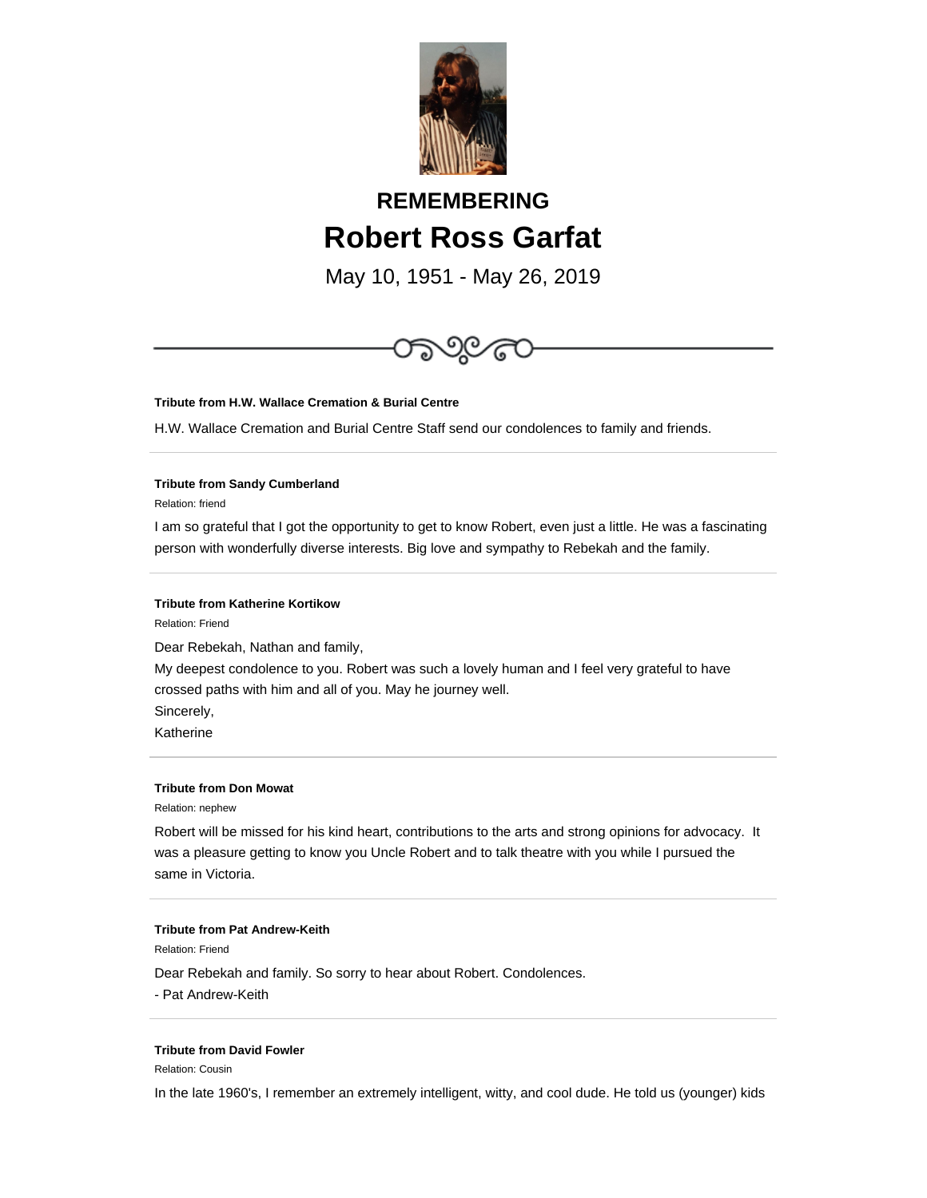# REMEMBERING

# Robert Ross Garfat

May 10, 1951 - May 26, 2019

---

**Tribute from H.W. Wallace Cremation & Burial Centre**

H.W. Wallace Cremation and Burial Centre Staff send our condolences to family and friends.

---

**Tribute from Sandy Cumberland**

Relation: friend

I am so grateful that I got the opportunity to get to know Robert, even just a little. He was a fascinating person with wonderfully diverse interests. Big love and sympathy to Rebekah and the family.

---

**Tribute from Katherine Kortikow**

Relation: Friend

Dear Rebekah, Nathan and family,
My deepest condolence to you. Robert was such a lovely human and I feel very grateful to have crossed paths with him and all of you. May he journey well.
Sincerely,
Katherine

---

**Tribute from Don Mowat**

Relation: nephew

Robert will be missed for his kind heart, contributions to the arts and strong opinions for advocacy. It was a pleasure getting to know you Uncle Robert and to talk theatre with you while I pursued the same in Victoria.

---

**Tribute from Pat Andrew-Keith**

Relation: Friend

Dear Rebekah and family. So sorry to hear about Robert. Condolences.
- Pat Andrew-Keith

---

**Tribute from David Fowler**

Relation: Cousin

In the late 1960's, I remember an extremely intelligent, witty, and cool dude. He told us (younger) kids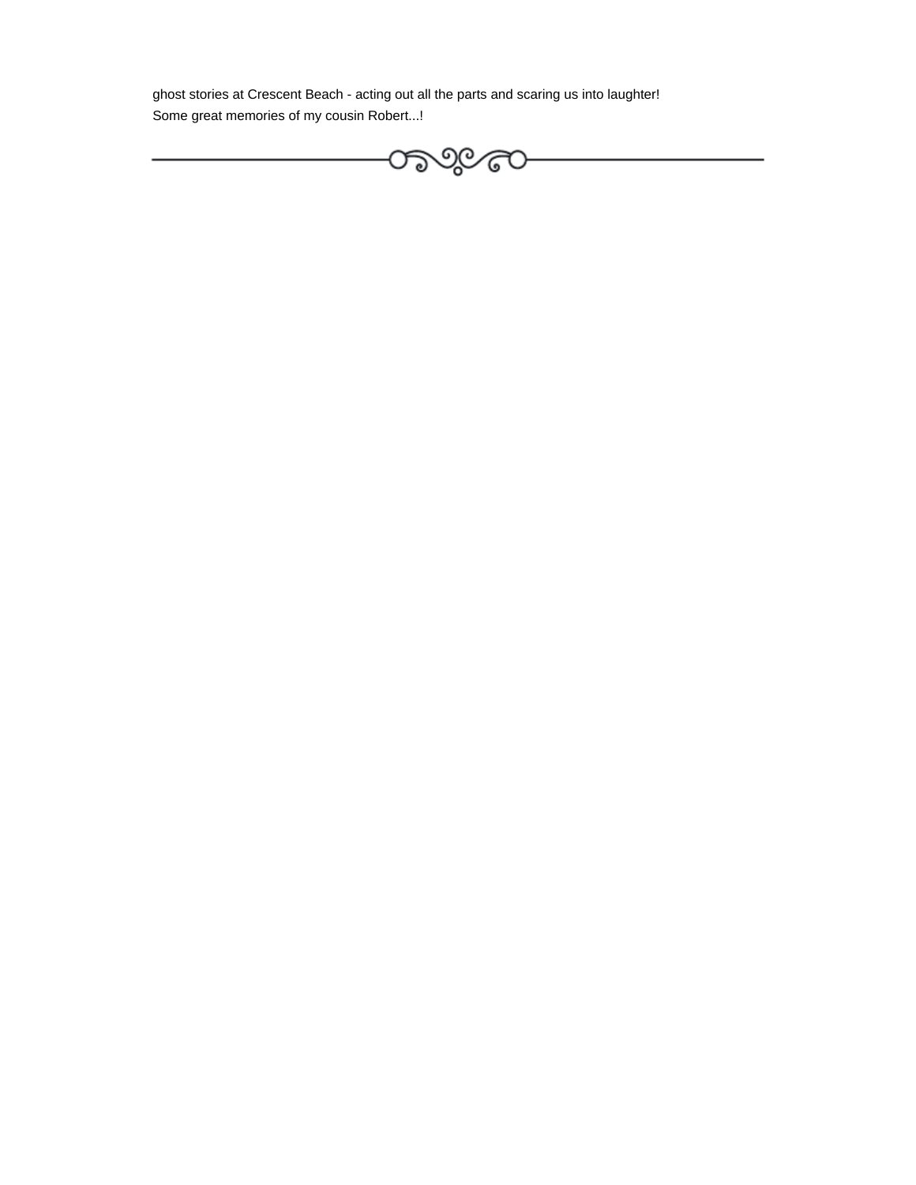ghost stories at Crescent Beach - acting out all the parts and scaring us into laughter!
Some great memories of my cousin Robert...!